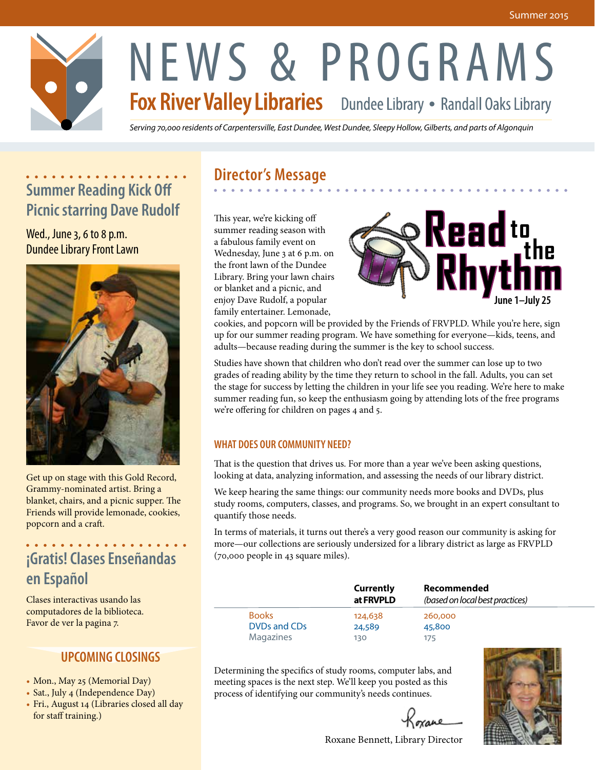Summer 2015

# NEWS & PROGRAMS

**Fox River Valley Libraries** Dundee Library • Randall Oaks Library

*Serving 70,000 residents of Carpentersville, East Dundee, West Dundee, Sleepy Hollow, Gilberts, and parts of Algonquin*

## Summer Reading Kick Off Picnic starring Dave Rudolf

Wed., June 3, 6 to 8 p.m.
Dundee Library Front Lawn

Get up on stage with this Gold Record, Grammy-nominated artist. Bring a blanket, chairs, and a picnic supper. The Friends will provide lemonade, cookies, popcorn and a craft.

## ¡Gratis! Clases Enseñandas en Español

Clases interactivas usando las computadores de la biblioteca. Favor de ver la pagina 7.

## UPCOMING CLOSINGS

- Mon., May 25 (Memorial Day)
- Sat., July 4 (Independence Day)
- Fri., August 14 (Libraries closed all day for staff training.)

## Director's Message

Read to the Rhythm
June 1–July 25

This year, we're kicking off summer reading season with a fabulous family event on Wednesday, June 3 at 6 p.m. on the front lawn of the Dundee Library. Bring your lawn chairs or blanket and a picnic, and enjoy Dave Rudolf, a popular family entertainer. Lemonade, cookies, and popcorn will be provided by the Friends of FRVPLD. While you're here, sign up for our summer reading program. We have something for everyone—kids, teens, and adults—because reading during the summer is the key to school success.

Studies have shown that children who don't read over the summer can lose up to two grades of reading ability by the time they return to school in the fall. Adults, you can set the stage for success by letting the children in your life see you reading. We're here to make summer reading fun, so keep the enthusiasm going by attending lots of the free programs we're offering for children on pages 4 and 5.

### WHAT DOES OUR COMMUNITY NEED?

That is the question that drives us. For more than a year we've been asking questions, looking at data, analyzing information, and assessing the needs of our library district.

We keep hearing the same things: our community needs more books and DVDs, plus study rooms, computers, classes, and programs. So, we brought in an expert consultant to quantify those needs.

In terms of materials, it turns out there's a very good reason our community is asking for more—our collections are seriously undersized for a library district as large as FRVPLD (70,000 people in 43 square miles).

| | **Currently at FRVPLD** | **Recommended** *(based on local best practices)* |
|---|---|---|
| Books | 124,638 | 260,000 |
| DVDs and CDs | 24,589 | 45,800 |
| Magazines | 130 | 175 |

Determining the specifics of study rooms, computer labs, and meeting spaces is the next step. We'll keep you posted as this process of identifying our community's needs continues.

Roxane

Roxane Bennett, Library Director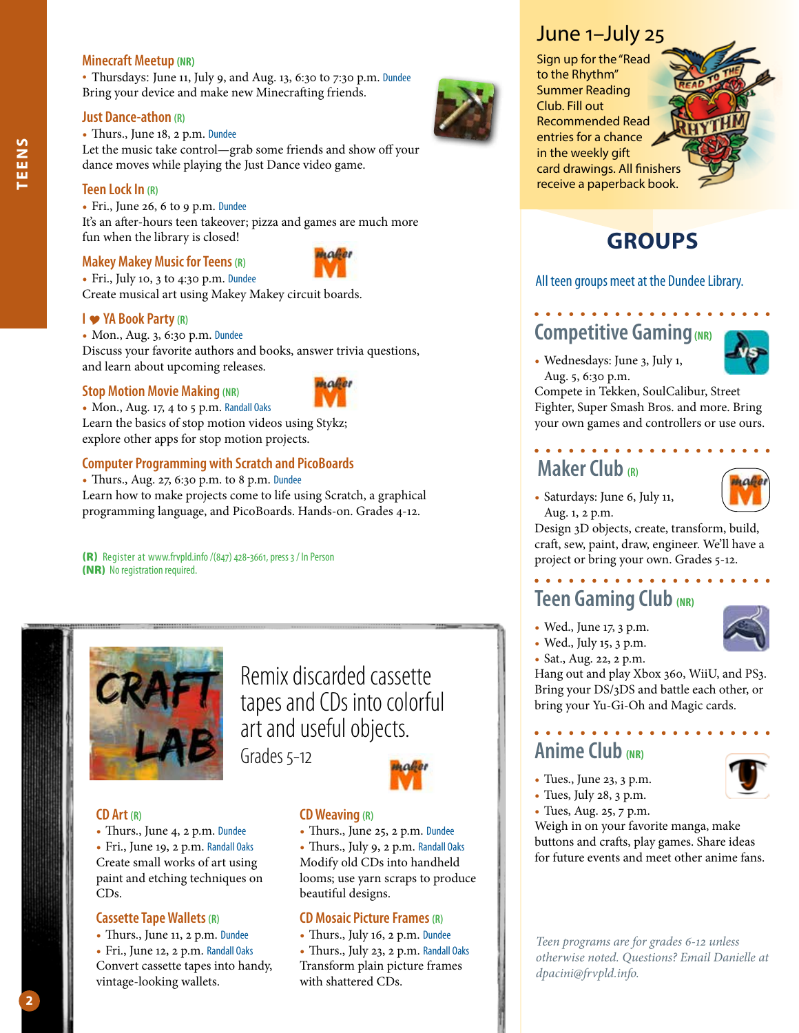TEENS

### Minecraft Meetup (NR)

- Thursdays: June 11, July 9, and Aug. 13, 6:30 to 7:30 p.m. Dundee

Bring your device and make new Minecrafting friends.

### Just Dance-athon (R)

- Thurs., June 18, 2 p.m. Dundee

Let the music take control—grab some friends and show off your dance moves while playing the Just Dance video game.

### Teen Lock In (R)

- Fri., June 26, 6 to 9 p.m. Dundee

It's an after-hours teen takeover; pizza and games are much more fun when the library is closed!

### Makey Makey Music for Teens (R)

- Fri., July 10, 3 to 4:30 p.m. Dundee

Create musical art using Makey Makey circuit boards.

### I ❤ YA Book Party (R)

- Mon., Aug. 3, 6:30 p.m. Dundee

Discuss your favorite authors and books, answer trivia questions, and learn about upcoming releases.

### Stop Motion Movie Making (NR)

- Mon., Aug. 17, 4 to 5 p.m. Randall Oaks

Learn the basics of stop motion videos using Stykz; explore other apps for stop motion projects.

### Computer Programming with Scratch and PicoBoards

- Thurs., Aug. 27, 6:30 p.m. to 8 p.m. Dundee

Learn how to make projects come to life using Scratch, a graphical programming language, and PicoBoards. Hands-on. Grades 4-12.

**(R)** Register at www.frvpld.info /(847) 428-3661, press 3 / In Person
**(NR)** No registration required.

## CRAFT LAB

Remix discarded cassette tapes and CDs into colorful art and useful objects.

Grades 5-12

### CD Art (R)

- Thurs., June 4, 2 p.m. Dundee
- Fri., June 19, 2 p.m. Randall Oaks

Create small works of art using paint and etching techniques on CDs.

### Cassette Tape Wallets (R)

- Thurs., June 11, 2 p.m. Dundee
- Fri., June 12, 2 p.m. Randall Oaks

Convert cassette tapes into handy, vintage-looking wallets.

### CD Weaving (R)

- Thurs., June 25, 2 p.m. Dundee
- Thurs., July 9, 2 p.m. Randall Oaks

Modify old CDs into handheld looms; use yarn scraps to produce beautiful designs.

### CD Mosaic Picture Frames (R)

- Thurs., July 16, 2 p.m. Dundee
- Thurs., July 23, 2 p.m. Randall Oaks

Transform plain picture frames with shattered CDs.

## June 1–July 25

Sign up for the "Read to the Rhythm" Summer Reading Club. Fill out Recommended Read entries for a chance in the weekly gift card drawings. All finishers receive a paperback book.

## GROUPS

All teen groups meet at the Dundee Library.

### Competitive Gaming (NR)

- Wednesdays: June 3, July 1, Aug. 5, 6:30 p.m.

Compete in Tekken, SoulCalibur, Street Fighter, Super Smash Bros. and more. Bring your own games and controllers or use ours.

### Maker Club (R)

- Saturdays: June 6, July 11, Aug. 1, 2 p.m.

Design 3D objects, create, transform, build, craft, sew, paint, draw, engineer. We'll have a project or bring your own. Grades 5-12.

### Teen Gaming Club (NR)

- Wed., June 17, 3 p.m.
- Wed., July 15, 3 p.m.
- Sat., Aug. 22, 2 p.m.

Hang out and play Xbox 360, WiiU, and PS3. Bring your DS/3DS and battle each other, or bring your Yu-Gi-Oh and Magic cards.

### Anime Club (NR)

- Tues., June 23, 3 p.m.
- Tues, July 28, 3 p.m.
- Tues, Aug. 25, 7 p.m.

Weigh in on your favorite manga, make buttons and crafts, play games. Share ideas for future events and meet other anime fans.

*Teen programs are for grades 6-12 unless otherwise noted. Questions? Email Danielle at dpacini@frvpld.info.*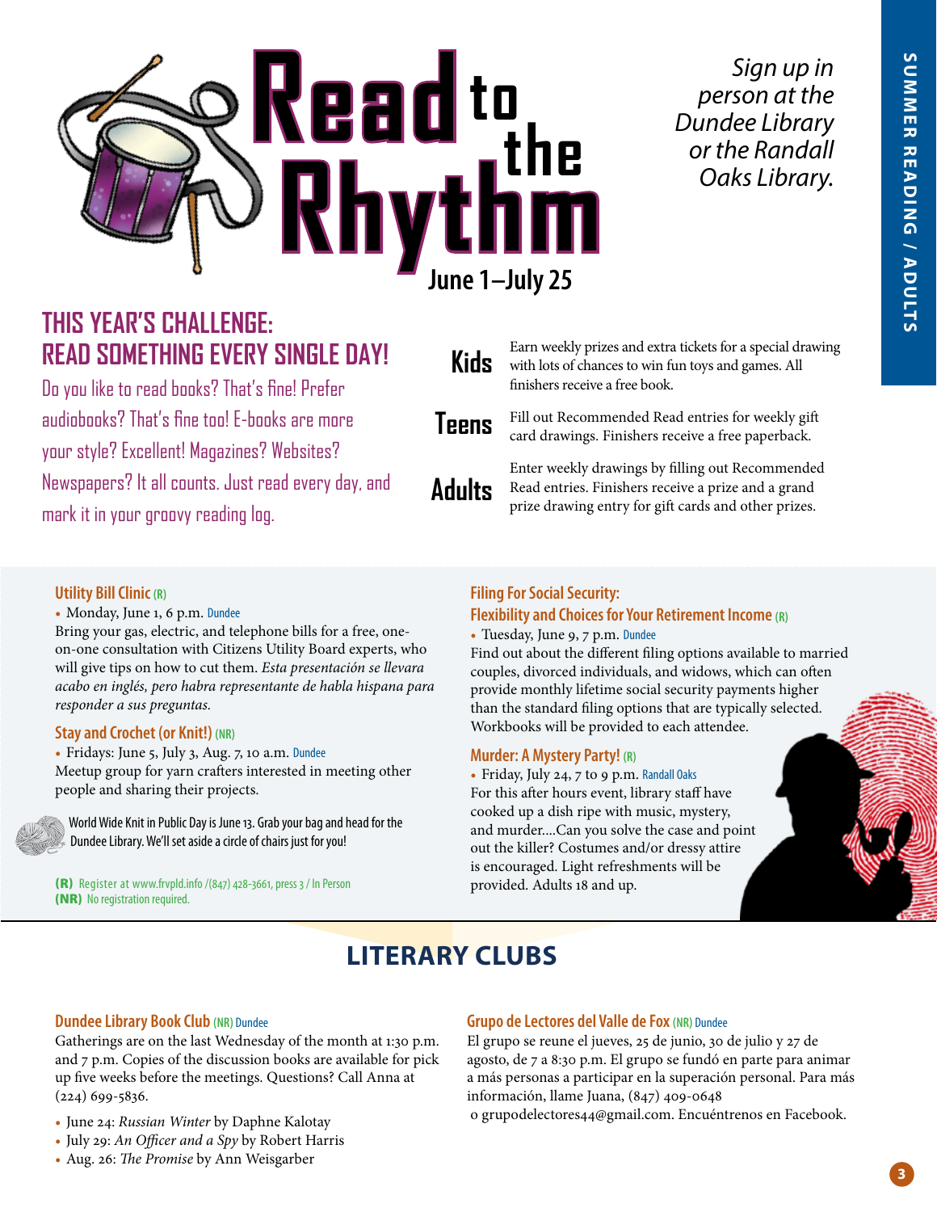# Read to the Rhythm

June 1–July 25

*Sign up in person at the Dundee Library or the Randall Oaks Library.*

## THIS YEAR'S CHALLENGE: READ SOMETHING EVERY SINGLE DAY!

Do you like to read books? That's fine! Prefer audiobooks? That's fine too! E-books are more your style? Excellent! Magazines? Websites? Newspapers? It all counts. Just read every day, and mark it in your groovy reading log.

**Kids** Earn weekly prizes and extra tickets for a special drawing with lots of chances to win fun toys and games. All finishers receive a free book.

**Teens** Fill out Recommended Read entries for weekly gift card drawings. Finishers receive a free paperback.

**Adults** Enter weekly drawings by filling out Recommended Read entries. Finishers receive a prize and a grand prize drawing entry for gift cards and other prizes.

### Utility Bill Clinic (R)

- Monday, June 1, 6 p.m. Dundee

Bring your gas, electric, and telephone bills for a free, one-on-one consultation with Citizens Utility Board experts, who will give tips on how to cut them. *Esta presentación se llevara acabo en inglés, pero habra representante de habla hispana para responder a sus preguntas.*

### Stay and Crochet (or Knit!) (NR)

- Fridays: June 5, July 3, Aug. 7, 10 a.m. Dundee

Meetup group for yarn crafters interested in meeting other people and sharing their projects.

World Wide Knit in Public Day is June 13. Grab your bag and head for the Dundee Library. We'll set aside a circle of chairs just for you!

**(R)** Register at www.frvpld.info /(847) 428-3661, press 3 / In Person
**(NR)** No registration required.

### Filing For Social Security: Flexibility and Choices for Your Retirement Income (R)

- Tuesday, June 9, 7 p.m. Dundee

Find out about the different filing options available to married couples, divorced individuals, and widows, which can often provide monthly lifetime social security payments higher than the standard filing options that are typically selected. Workbooks will be provided to each attendee.

### Murder: A Mystery Party! (R)

- Friday, July 24, 7 to 9 p.m. Randall Oaks

For this after hours event, library staff have cooked up a dish ripe with music, mystery, and murder....Can you solve the case and point out the killer? Costumes and/or dressy attire is encouraged. Light refreshments will be provided. Adults 18 and up.

## LITERARY CLUBS

### Dundee Library Book Club (NR) Dundee

Gatherings are on the last Wednesday of the month at 1:30 p.m. and 7 p.m. Copies of the discussion books are available for pick up five weeks before the meetings. Questions? Call Anna at (224) 699-5836.

- June 24: *Russian Winter* by Daphne Kalotay
- July 29: *An Officer and a Spy* by Robert Harris
- Aug. 26: *The Promise* by Ann Weisgarber

### Grupo de Lectores del Valle de Fox (NR) Dundee

El grupo se reune el jueves, 25 de junio, 30 de julio y 27 de agosto, de 7 a 8:30 p.m. El grupo se fundó en parte para animar a más personas a participar en la superación personal. Para más información, llame Juana, (847) 409-0648 o grupodelectores44@gmail.com. Encuéntrenos en Facebook.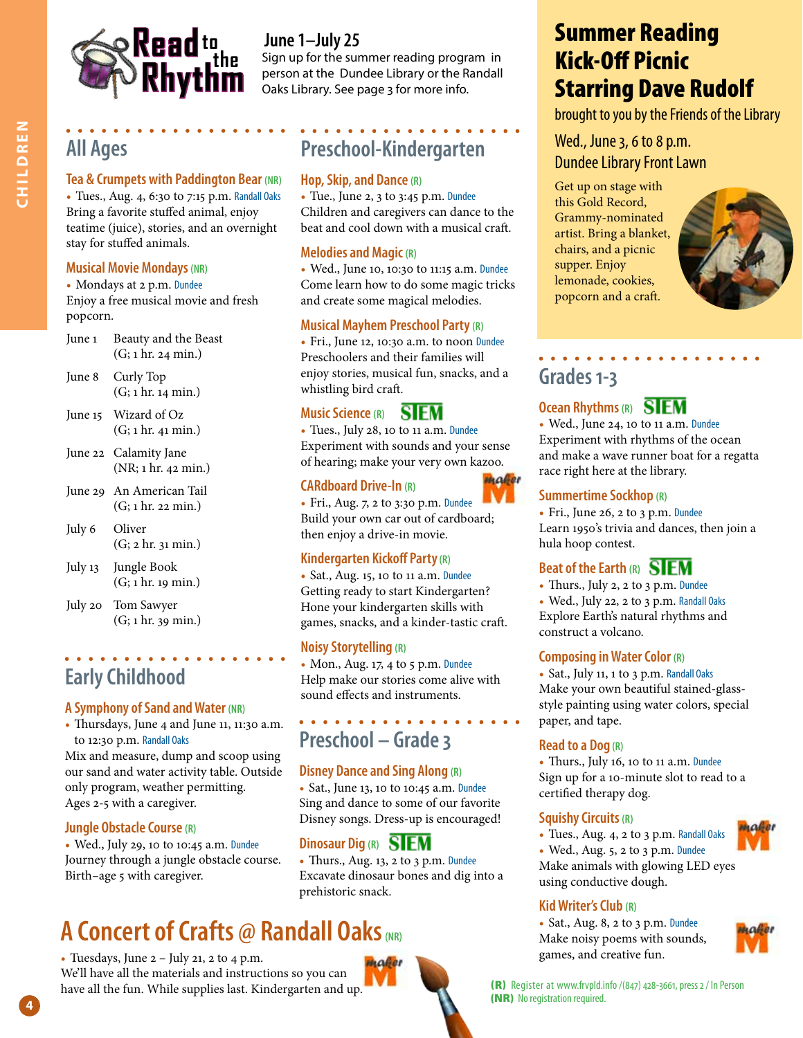# Read to the Rhythm

**June 1–July 25**

Sign up for the summer reading program in person at the Dundee Library or the Randall Oaks Library. See page 3 for more info.

## All Ages

### Tea & Crumpets with Paddington Bear (NR)

- Tues., Aug. 4, 6:30 to 7:15 p.m. Randall Oaks

Bring a favorite stuffed animal, enjoy teatime (juice), stories, and an overnight stay for stuffed animals.

### Musical Movie Mondays (NR)

- Mondays at 2 p.m. Dundee

Enjoy a free musical movie and fresh popcorn.

| Date | Movie |
|---|---|
| June 1 | Beauty and the Beast (G; 1 hr. 24 min.) |
| June 8 | Curly Top (G; 1 hr. 14 min.) |
| June 15 | Wizard of Oz (G; 1 hr. 41 min.) |
| June 22 | Calamity Jane (NR; 1 hr. 42 min.) |
| June 29 | An American Tail (G; 1 hr. 22 min.) |
| July 6 | Oliver (G; 2 hr. 31 min.) |
| July 13 | Jungle Book (G; 1 hr. 19 min.) |
| July 20 | Tom Sawyer (G; 1 hr. 39 min.) |

## Early Childhood

### A Symphony of Sand and Water (NR)

- Thursdays, June 4 and June 11, 11:30 a.m. to 12:30 p.m. Randall Oaks

Mix and measure, dump and scoop using our sand and water activity table. Outside only program, weather permitting. Ages 2-5 with a caregiver.

### Jungle Obstacle Course (R)

- Wed., July 29, 10 to 10:45 a.m. Dundee

Journey through a jungle obstacle course. Birth–age 5 with caregiver.

## Preschool-Kindergarten

### Hop, Skip, and Dance (R)

- Tue., June 2, 3 to 3:45 p.m. Dundee

Children and caregivers can dance to the beat and cool down with a musical craft.

### Melodies and Magic (R)

- Wed., June 10, 10:30 to 11:15 a.m. Dundee

Come learn how to do some magic tricks and create some magical melodies.

### Musical Mayhem Preschool Party (R)

- Fri., June 12, 10:30 a.m. to noon Dundee

Preschoolers and their families will enjoy stories, musical fun, snacks, and a whistling bird craft.

### Music Science (R) STEM

- Tues., July 28, 10 to 11 a.m. Dundee

Experiment with sounds and your sense of hearing; make your very own kazoo.

### CARdboard Drive-In (R) maker

- Fri., Aug. 7, 2 to 3:30 p.m. Dundee

Build your own car out of cardboard; then enjoy a drive-in movie.

### Kindergarten Kickoff Party (R)

- Sat., Aug. 15, 10 to 11 a.m. Dundee

Getting ready to start Kindergarten? Hone your kindergarten skills with games, snacks, and a kinder-tastic craft.

### Noisy Storytelling (R)

- Mon., Aug. 17, 4 to 5 p.m. Dundee

Help make our stories come alive with sound effects and instruments.

## Preschool – Grade 3

### Disney Dance and Sing Along (R)

- Sat., June 13, 10 to 10:45 a.m. Dundee

Sing and dance to some of our favorite Disney songs. Dress-up is encouraged!

### Dinosaur Dig (R) STEM

- Thurs., Aug. 13, 2 to 3 p.m. Dundee

Excavate dinosaur bones and dig into a prehistoric snack.

# A Concert of Crafts @ Randall Oaks (NR) maker

- Tuesdays, June 2 – July 21, 2 to 4 p.m.

We'll have all the materials and instructions so you can have all the fun. While supplies last. Kindergarten and up.

# Summer Reading Kick-Off Picnic Starring Dave Rudolf

brought to you by the Friends of the Library

Wed., June 3, 6 to 8 p.m.
Dundee Library Front Lawn

Get up on stage with this Gold Record, Grammy-nominated artist. Bring a blanket, chairs, and a picnic supper. Enjoy lemonade, cookies, popcorn and a craft.

## Grades 1-3

### Ocean Rhythms (R) STEM

- Wed., June 24, 10 to 11 a.m. Dundee

Experiment with rhythms of the ocean and make a wave runner boat for a regatta race right here at the library.

### Summertime Sockhop (R)

- Fri., June 26, 2 to 3 p.m. Dundee

Learn 1950's trivia and dances, then join a hula hoop contest.

### Beat of the Earth (R) STEM

- Thurs., July 2, 2 to 3 p.m. Dundee
- Wed., July 22, 2 to 3 p.m. Randall Oaks

Explore Earth's natural rhythms and construct a volcano.

### Composing in Water Color (R)

- Sat., July 11, 1 to 3 p.m. Randall Oaks

Make your own beautiful stained-glass-style painting using water colors, special paper, and tape.

### Read to a Dog (R)

- Thurs., July 16, 10 to 11 a.m. Dundee

Sign up for a 10-minute slot to read to a certified therapy dog.

### Squishy Circuits (R) maker

- Tues., Aug. 4, 2 to 3 p.m. Randall Oaks
- Wed., Aug. 5, 2 to 3 p.m. Dundee

Make animals with glowing LED eyes using conductive dough.

### Kid Writer's Club (R) maker

- Sat., Aug. 8, 2 to 3 p.m. Dundee

Make noisy poems with sounds, games, and creative fun.

**(R)** Register at www.frvpld.info /(847) 428-3661, press 2 / In Person
**(NR)** No registration required.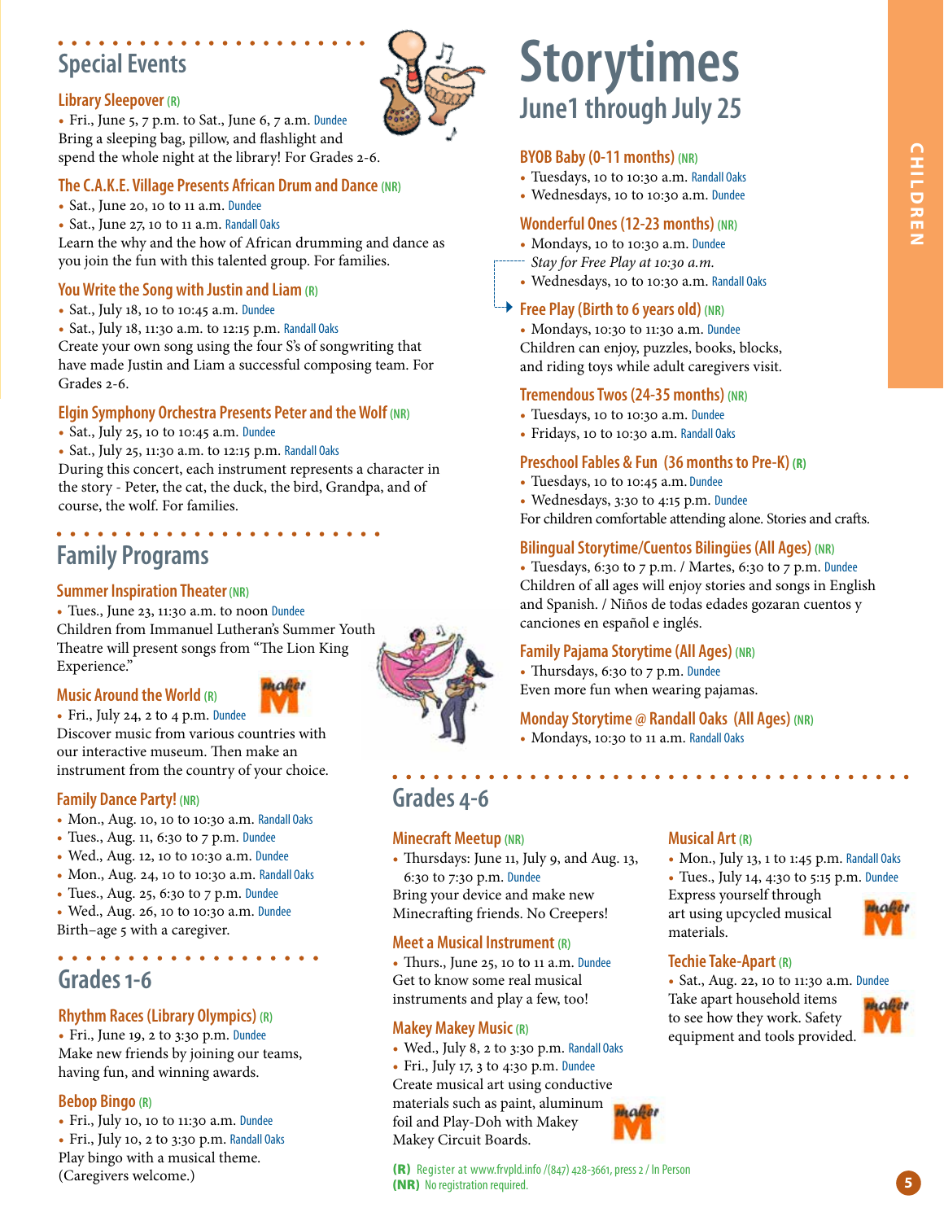## Special Events

### Library Sleepover (R)

- Fri., June 5, 7 p.m. to Sat., June 6, 7 a.m. Dundee

Bring a sleeping bag, pillow, and flashlight and spend the whole night at the library! For Grades 2-6.

### The C.A.K.E. Village Presents African Drum and Dance (NR)

- Sat., June 20, 10 to 11 a.m. Dundee
- Sat., June 27, 10 to 11 a.m. Randall Oaks

Learn the why and the how of African drumming and dance as you join the fun with this talented group. For families.

### You Write the Song with Justin and Liam (R)

- Sat., July 18, 10 to 10:45 a.m. Dundee
- Sat., July 18, 11:30 a.m. to 12:15 p.m. Randall Oaks

Create your own song using the four S's of songwriting that have made Justin and Liam a successful composing team. For Grades 2-6.

### Elgin Symphony Orchestra Presents Peter and the Wolf (NR)

- Sat., July 25, 10 to 10:45 a.m. Dundee
- Sat., July 25, 11:30 a.m. to 12:15 p.m. Randall Oaks

During this concert, each instrument represents a character in the story - Peter, the cat, the duck, the bird, Grandpa, and of course, the wolf. For families.

## Family Programs

### Summer Inspiration Theater (NR)

- Tues., June 23, 11:30 a.m. to noon Dundee

Children from Immanuel Lutheran's Summer Youth Theatre will present songs from "The Lion King Experience."

### Music Around the World (R)

- Fri., July 24, 2 to 4 p.m. Dundee

Discover music from various countries with our interactive museum. Then make an instrument from the country of your choice.

### Family Dance Party! (NR)

- Mon., Aug. 10, 10 to 10:30 a.m. Randall Oaks
- Tues., Aug. 11, 6:30 to 7 p.m. Dundee
- Wed., Aug. 12, 10 to 10:30 a.m. Dundee
- Mon., Aug. 24, 10 to 10:30 a.m. Randall Oaks
- Tues., Aug. 25, 6:30 to 7 p.m. Dundee
- Wed., Aug. 26, 10 to 10:30 a.m. Dundee

Birth–age 5 with a caregiver.

## Grades 1-6

### Rhythm Races (Library Olympics) (R)

- Fri., June 19, 2 to 3:30 p.m. Dundee

Make new friends by joining our teams, having fun, and winning awards.

### Bebop Bingo (R)

- Fri., July 10, 10 to 11:30 a.m. Dundee
- Fri., July 10, 2 to 3:30 p.m. Randall Oaks

Play bingo with a musical theme. (Caregivers welcome.)

# Storytimes

## June1 through July 25

### BYOB Baby (0-11 months) (NR)

- Tuesdays, 10 to 10:30 a.m. Randall Oaks
- Wednesdays, 10 to 10:30 a.m. Dundee

### Wonderful Ones (12-23 months) (NR)

- Mondays, 10 to 10:30 a.m. Dundee

*Stay for Free Play at 10:30 a.m.*

- Wednesdays, 10 to 10:30 a.m. Randall Oaks

### Free Play (Birth to 6 years old) (NR)

- Mondays, 10:30 to 11:30 a.m. Dundee

Children can enjoy, puzzles, books, blocks, and riding toys while adult caregivers visit.

### Tremendous Twos (24-35 months) (NR)

- Tuesdays, 10 to 10:30 a.m. Dundee
- Fridays, 10 to 10:30 a.m. Randall Oaks

### Preschool Fables & Fun (36 months to Pre-K) (R)

- Tuesdays, 10 to 10:45 a.m. Dundee
- Wednesdays, 3:30 to 4:15 p.m. Dundee

For children comfortable attending alone. Stories and crafts.

### Bilingual Storytime/Cuentos Bilingües (All Ages) (NR)

- Tuesdays, 6:30 to 7 p.m. / Martes, 6:30 to 7 p.m. Dundee

Children of all ages will enjoy stories and songs in English and Spanish. / Niños de todas edades gozaran cuentos y canciones en español e inglés.

### Family Pajama Storytime (All Ages) (NR)

- Thursdays, 6:30 to 7 p.m. Dundee

Even more fun when wearing pajamas.

### Monday Storytime @ Randall Oaks (All Ages) (NR)

- Mondays, 10:30 to 11 a.m. Randall Oaks

## Grades 4-6

### Minecraft Meetup (NR)

- Thursdays: June 11, July 9, and Aug. 13, 6:30 to 7:30 p.m. Dundee

Bring your device and make new Minecrafting friends. No Creepers!

### Meet a Musical Instrument (R)

- Thurs., June 25, 10 to 11 a.m. Dundee

Get to know some real musical instruments and play a few, too!

### Makey Makey Music (R)

- Wed., July 8, 2 to 3:30 p.m. Randall Oaks
- Fri., July 17, 3 to 4:30 p.m. Dundee

Create musical art using conductive materials such as paint, aluminum foil and Play-Doh with Makey Makey Circuit Boards.

### Musical Art (R)

- Mon., July 13, 1 to 1:45 p.m. Randall Oaks
- Tues., July 14, 4:30 to 5:15 p.m. Dundee

Express yourself through art using upcycled musical materials.

### Techie Take-Apart (R)

- Sat., Aug. 22, 10 to 11:30 a.m. Dundee

Take apart household items to see how they work. Safety equipment and tools provided.

**(R)** Register at www.frvpld.info /(847) 428-3661, press 2 / In Person
**(NR)** No registration required.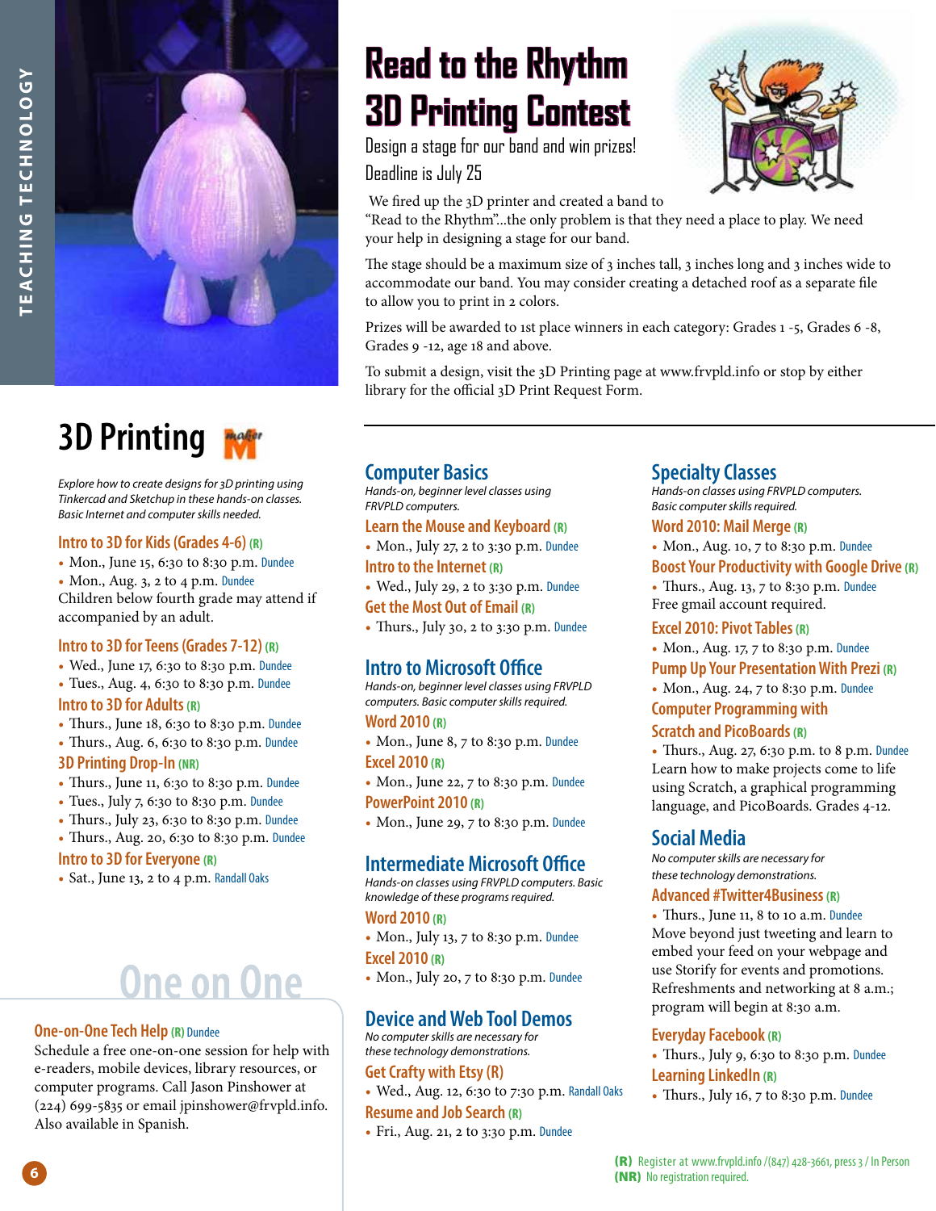# Read to the Rhythm 3D Printing Contest

Design a stage for our band and win prizes!

Deadline is July 25

We fired up the 3D printer and created a band to "Read to the Rhythm"...the only problem is that they need a place to play. We need your help in designing a stage for our band.

The stage should be a maximum size of 3 inches tall, 3 inches long and 3 inches wide to accommodate our band. You may consider creating a detached roof as a separate file to allow you to print in 2 colors.

Prizes will be awarded to 1st place winners in each category: Grades 1 -5, Grades 6 -8, Grades 9 -12, age 18 and above.

To submit a design, visit the 3D Printing page at www.frvpld.info or stop by either library for the official 3D Print Request Form.

## 3D Printing

*Explore how to create designs for 3D printing using Tinkercad and Sketchup in these hands-on classes. Basic Internet and computer skills needed.*

### Intro to 3D for Kids (Grades 4-6) (R)

- Mon., June 15, 6:30 to 8:30 p.m. Dundee
- Mon., Aug. 3, 2 to 4 p.m. Dundee

Children below fourth grade may attend if accompanied by an adult.

### Intro to 3D for Teens (Grades 7-12) (R)

- Wed., June 17, 6:30 to 8:30 p.m. Dundee
- Tues., Aug. 4, 6:30 to 8:30 p.m. Dundee

### Intro to 3D for Adults (R)

- Thurs., June 18, 6:30 to 8:30 p.m. Dundee
- Thurs., Aug. 6, 6:30 to 8:30 p.m. Dundee

### 3D Printing Drop-In (NR)

- Thurs., June 11, 6:30 to 8:30 p.m. Dundee
- Tues., July 7, 6:30 to 8:30 p.m. Dundee
- Thurs., July 23, 6:30 to 8:30 p.m. Dundee
- Thurs., Aug. 20, 6:30 to 8:30 p.m. Dundee

### Intro to 3D for Everyone (R)

- Sat., June 13, 2 to 4 p.m. Randall Oaks

## One on One

### One-on-One Tech Help (R) Dundee

Schedule a free one-on-one session for help with e-readers, mobile devices, library resources, or computer programs. Call Jason Pinshower at (224) 699-5835 or email jpinshower@frvpld.info. Also available in Spanish.

## Computer Basics

*Hands-on, beginner level classes using FRVPLD computers.*

### Learn the Mouse and Keyboard (R)

- Mon., July 27, 2 to 3:30 p.m. Dundee

### Intro to the Internet (R)

- Wed., July 29, 2 to 3:30 p.m. Dundee

### Get the Most Out of Email (R)

- Thurs., July 30, 2 to 3:30 p.m. Dundee

## Intro to Microsoft Office

*Hands-on, beginner level classes using FRVPLD computers. Basic computer skills required.*

### Word 2010 (R)

- Mon., June 8, 7 to 8:30 p.m. Dundee

### Excel 2010 (R)

- Mon., June 22, 7 to 8:30 p.m. Dundee

### PowerPoint 2010 (R)

- Mon., June 29, 7 to 8:30 p.m. Dundee

## Intermediate Microsoft Office

*Hands-on classes using FRVPLD computers. Basic knowledge of these programs required.*

### Word 2010 (R)

- Mon., July 13, 7 to 8:30 p.m. Dundee

### Excel 2010 (R)

- Mon., July 20, 7 to 8:30 p.m. Dundee

## Device and Web Tool Demos

*No computer skills are necessary for these technology demonstrations.*

### Get Crafty with Etsy (R)

- Wed., Aug. 12, 6:30 to 7:30 p.m. Randall Oaks

### Resume and Job Search (R)

- Fri., Aug. 21, 2 to 3:30 p.m. Dundee

## Specialty Classes

*Hands-on classes using FRVPLD computers. Basic computer skills required.*

### Word 2010: Mail Merge (R)

- Mon., Aug. 10, 7 to 8:30 p.m. Dundee

### Boost Your Productivity with Google Drive (R)

- Thurs., Aug. 13, 7 to 8:30 p.m. Dundee

Free gmail account required.

### Excel 2010: Pivot Tables (R)

- Mon., Aug. 17, 7 to 8:30 p.m. Dundee

### Pump Up Your Presentation With Prezi (R)

- Mon., Aug. 24, 7 to 8:30 p.m. Dundee

### Computer Programming with Scratch and PicoBoards (R)

- Thurs., Aug. 27, 6:30 p.m. to 8 p.m. Dundee

Learn how to make projects come to life using Scratch, a graphical programming language, and PicoBoards. Grades 4-12.

## Social Media

*No computer skills are necessary for these technology demonstrations.*

### Advanced #Twitter4Business (R)

- Thurs., June 11, 8 to 10 a.m. Dundee

Move beyond just tweeting and learn to embed your feed on your webpage and use Storify for events and promotions. Refreshments and networking at 8 a.m.; program will begin at 8:30 a.m.

### Everyday Facebook (R)

- Thurs., July 9, 6:30 to 8:30 p.m. Dundee

### Learning LinkedIn (R)

- Thurs., July 16, 7 to 8:30 p.m. Dundee

**(R)** Register at www.frvpld.info /(847) 428-3661, press 3 / In Person
**(NR)** No registration required.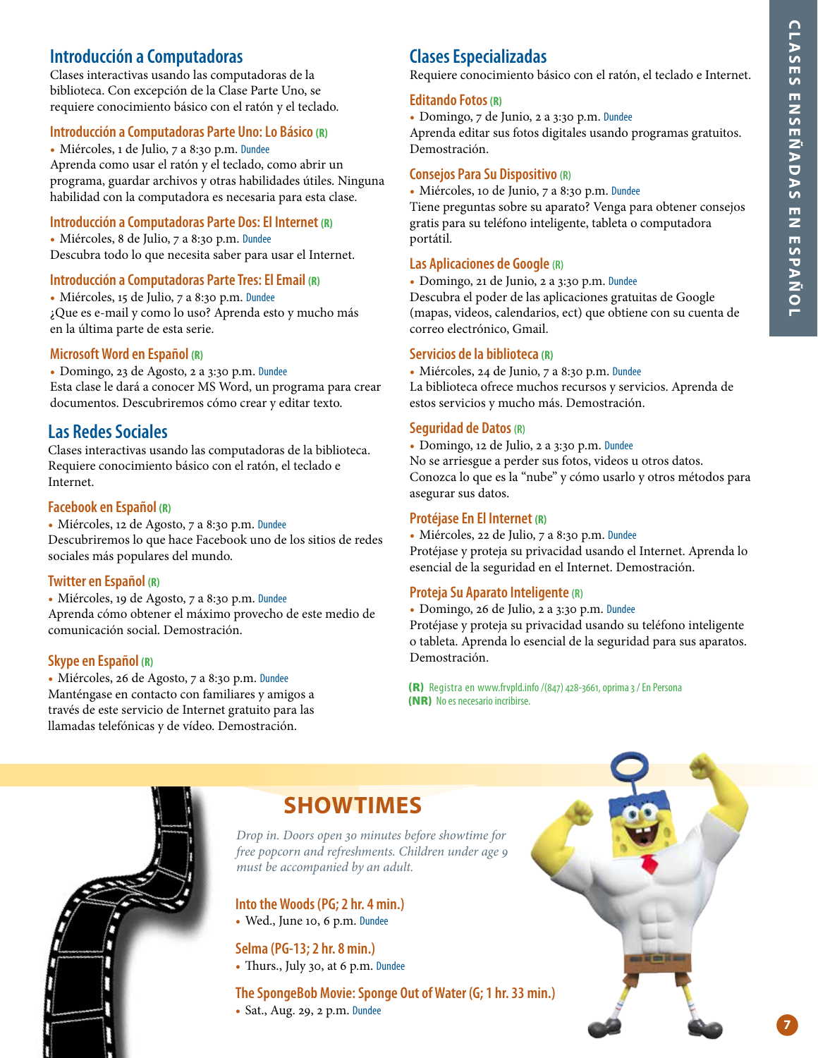## Introducción a Computadoras

Clases interactivas usando las computadoras de la biblioteca. Con excepción de la Clase Parte Uno, se requiere conocimiento básico con el ratón y el teclado.

### Introducción a Computadoras Parte Uno: Lo Básico (R)

- Miércoles, 1 de Julio, 7 a 8:30 p.m. Dundee

Aprenda como usar el ratón y el teclado, como abrir un programa, guardar archivos y otras habilidades útiles. Ninguna habilidad con la computadora es necesaria para esta clase.

### Introducción a Computadoras Parte Dos: El Internet (R)

- Miércoles, 8 de Julio, 7 a 8:30 p.m. Dundee

Descubra todo lo que necesita saber para usar el Internet.

### Introducción a Computadoras Parte Tres: El Email (R)

- Miércoles, 15 de Julio, 7 a 8:30 p.m. Dundee

¿Que es e-mail y como lo uso? Aprenda esto y mucho más en la última parte de esta serie.

### Microsoft Word en Español (R)

- Domingo, 23 de Agosto, 2 a 3:30 p.m. Dundee

Esta clase le dará a conocer MS Word, un programa para crear documentos. Descubriremos cómo crear y editar texto.

## Las Redes Sociales

Clases interactivas usando las computadoras de la biblioteca. Requiere conocimiento básico con el ratón, el teclado e Internet.

### Facebook en Español (R)

- Miércoles, 12 de Agosto, 7 a 8:30 p.m. Dundee

Descubriremos lo que hace Facebook uno de los sitios de redes sociales más populares del mundo.

### Twitter en Español (R)

- Miércoles, 19 de Agosto, 7 a 8:30 p.m. Dundee

Aprenda cómo obtener el máximo provecho de este medio de comunicación social. Demostración.

### Skype en Español (R)

- Miércoles, 26 de Agosto, 7 a 8:30 p.m. Dundee

Manténgase en contacto con familiares y amigos a través de este servicio de Internet gratuito para las llamadas telefónicas y de vídeo. Demostración.

## Clases Especializadas

Requiere conocimiento básico con el ratón, el teclado e Internet.

### Editando Fotos (R)

- Domingo, 7 de Junio, 2 a 3:30 p.m. Dundee

Aprenda editar sus fotos digitales usando programas gratuitos. Demostración.

### Consejos Para Su Dispositivo (R)

- Miércoles, 10 de Junio, 7 a 8:30 p.m. Dundee

Tiene preguntas sobre su aparato? Venga para obtener consejos gratis para su teléfono inteligente, tableta o computadora portátil.

### Las Aplicaciones de Google (R)

- Domingo, 21 de Junio, 2 a 3:30 p.m. Dundee

Descubra el poder de las aplicaciones gratuitas de Google (mapas, videos, calendarios, ect) que obtiene con su cuenta de correo electrónico, Gmail.

### Servicios de la biblioteca (R)

- Miércoles, 24 de Junio, 7 a 8:30 p.m. Dundee

La biblioteca ofrece muchos recursos y servicios. Aprenda de estos servicios y mucho más. Demostración.

### Seguridad de Datos (R)

- Domingo, 12 de Julio, 2 a 3:30 p.m. Dundee

No se arriesgue a perder sus fotos, videos u otros datos. Conozca lo que es la "nube" y cómo usarlo y otros métodos para asegurar sus datos.

### Protéjase En El Internet (R)

- Miércoles, 22 de Julio, 7 a 8:30 p.m. Dundee

Protéjase y proteja su privacidad usando el Internet. Aprenda lo esencial de la seguridad en el Internet. Demostración.

### Proteja Su Aparato Inteligente (R)

- Domingo, 26 de Julio, 2 a 3:30 p.m. Dundee

Protéjase y proteja su privacidad usando su teléfono inteligente o tableta. Aprenda lo esencial de la seguridad para sus aparatos. Demostración.

**(R)** Registra en www.frvpld.info /(847) 428-3661, oprima 3 / En Persona
**(NR)** No es necesario incribirse.

## SHOWTIMES

*Drop in. Doors open 30 minutes before showtime for free popcorn and refreshments. Children under age 9 must be accompanied by an adult.*

### Into the Woods (PG; 2 hr. 4 min.)

- Wed., June 10, 6 p.m. Dundee

### Selma (PG-13; 2 hr. 8 min.)

- Thurs., July 30, at 6 p.m. Dundee

### The SpongeBob Movie: Sponge Out of Water (G; 1 hr. 33 min.)

- Sat., Aug. 29, 2 p.m. Dundee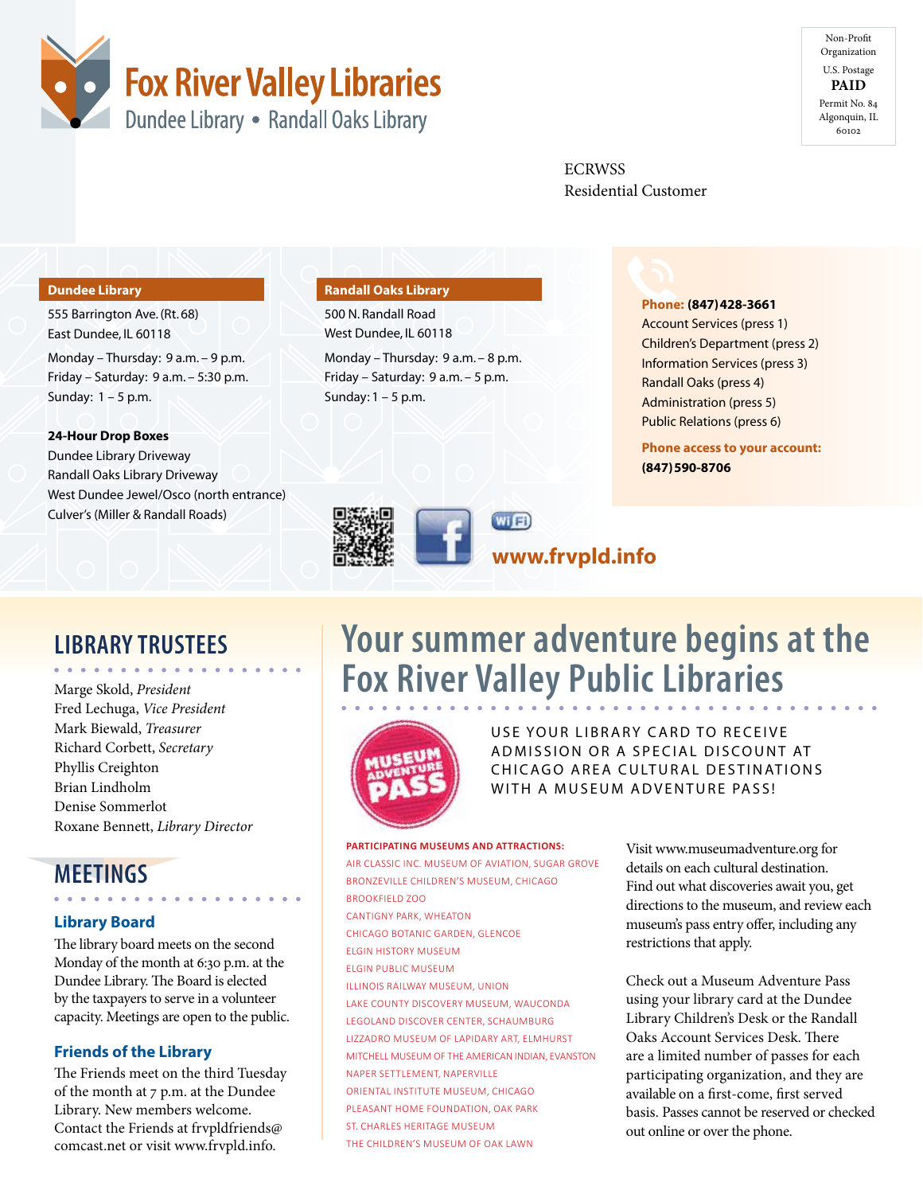# Fox River Valley Libraries

Dundee Library • Randall Oaks Library

Non-Profit Organization
U.S. Postage
**PAID**
Permit No. 84
Algonquin, IL
60102

ECRWSS
Residential Customer

**Dundee Library**

555 Barrington Ave. (Rt. 68)
East Dundee, IL 60118

Monday – Thursday: 9 a.m. – 9 p.m.
Friday – Saturday: 9 a.m. – 5:30 p.m.
Sunday: 1 – 5 p.m.

**24-Hour Drop Boxes**
Dundee Library Driveway
Randall Oaks Library Driveway
West Dundee Jewel/Osco (north entrance)
Culver's (Miller & Randall Roads)

**Randall Oaks Library**

500 N. Randall Road
West Dundee, IL 60118

Monday – Thursday: 9 a.m. – 8 p.m.
Friday – Saturday: 9 a.m. – 5 p.m.
Sunday: 1 – 5 p.m.

**Phone: (847) 428-3661**
Account Services (press 1)
Children's Department (press 2)
Information Services (press 3)
Randall Oaks (press 4)
Administration (press 5)
Public Relations (press 6)

**Phone access to your account:**
**(847) 590-8706**

**www.frvpld.info**

## LIBRARY TRUSTEES

Marge Skold, *President*
Fred Lechuga, *Vice President*
Mark Biewald, *Treasurer*
Richard Corbett, *Secretary*
Phyllis Creighton
Brian Lindholm
Denise Sommerlot
Roxane Bennett, *Library Director*

## MEETINGS

### Library Board

The library board meets on the second Monday of the month at 6:30 p.m. at the Dundee Library. The Board is elected by the taxpayers to serve in a volunteer capacity. Meetings are open to the public.

### Friends of the Library

The Friends meet on the third Tuesday of the month at 7 p.m. at the Dundee Library. New members welcome. Contact the Friends at frvpldfriends@comcast.net or visit www.frvpld.info.

# Your summer adventure begins at the Fox River Valley Public Libraries

MUSEUM ADVENTURE PASS

USE YOUR LIBRARY CARD TO RECEIVE ADMISSION OR A SPECIAL DISCOUNT AT CHICAGO AREA CULTURAL DESTINATIONS WITH A MUSEUM ADVENTURE PASS!

**PARTICIPATING MUSEUMS AND ATTRACTIONS:**

- AIR CLASSIC INC. MUSEUM OF AVIATION, SUGAR GROVE
- BRONZEVILLE CHILDREN'S MUSEUM, CHICAGO
- BROOKFIELD ZOO
- CANTIGNY PARK, WHEATON
- CHICAGO BOTANIC GARDEN, GLENCOE
- ELGIN HISTORY MUSEUM
- ELGIN PUBLIC MUSEUM
- ILLINOIS RAILWAY MUSEUM, UNION
- LAKE COUNTY DISCOVERY MUSEUM, WAUCONDA
- LEGOLAND DISCOVER CENTER, SCHAUMBURG
- LIZZADRO MUSEUM OF LAPIDARY ART, ELMHURST
- MITCHELL MUSEUM OF THE AMERICAN INDIAN, EVANSTON
- NAPER SETTLEMENT, NAPERVILLE
- ORIENTAL INSTITUTE MUSEUM, CHICAGO
- PLEASANT HOME FOUNDATION, OAK PARK
- ST. CHARLES HERITAGE MUSEUM
- THE CHILDREN'S MUSEUM OF OAK LAWN

Visit www.museumadventure.org for details on each cultural destination. Find out what discoveries await you, get directions to the museum, and review each museum's pass entry offer, including any restrictions that apply.

Check out a Museum Adventure Pass using your library card at the Dundee Library Children's Desk or the Randall Oaks Account Services Desk. There are a limited number of passes for each participating organization, and they are available on a first-come, first served basis. Passes cannot be reserved or checked out online or over the phone.